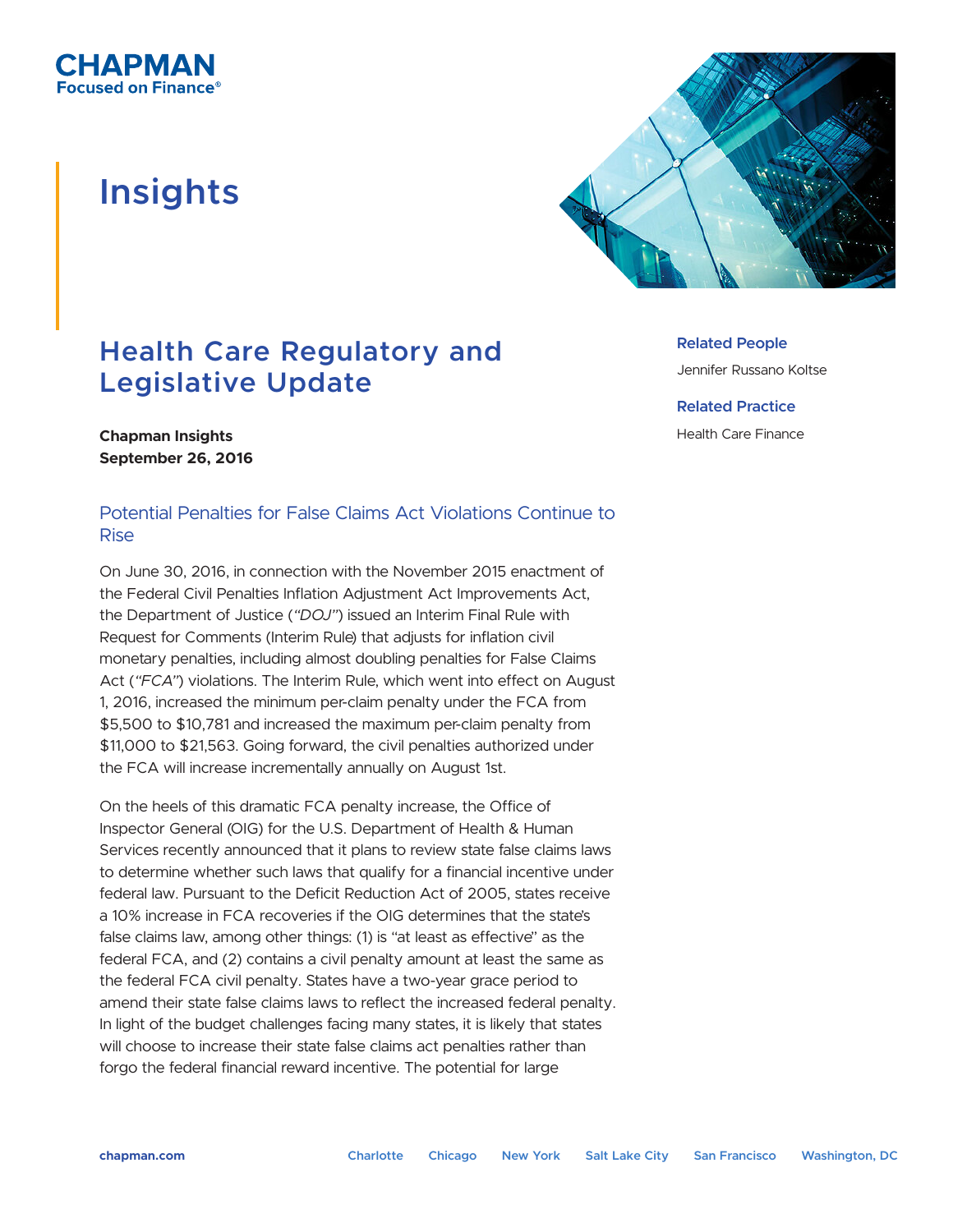CHAPMAN
Focused on Finance®

# Insights

**Related People**

Jennifer Russano Koltse

**Related Practice**

Health Care Finance

## Health Care Regulatory and Legislative Update

**Chapman Insights**
**September 26, 2016**

### Potential Penalties for False Claims Act Violations Continue to Rise

On June 30, 2016, in connection with the November 2015 enactment of the Federal Civil Penalties Inflation Adjustment Act Improvements Act, the Department of Justice (*"DOJ"*) issued an Interim Final Rule with Request for Comments (Interim Rule) that adjusts for inflation civil monetary penalties, including almost doubling penalties for False Claims Act (*"FCA"*) violations. The Interim Rule, which went into effect on August 1, 2016, increased the minimum per-claim penalty under the FCA from $5,500 to $10,781 and increased the maximum per-claim penalty from $11,000 to $21,563. Going forward, the civil penalties authorized under the FCA will increase incrementally annually on August 1st.

On the heels of this dramatic FCA penalty increase, the Office of Inspector General (OIG) for the U.S. Department of Health & Human Services recently announced that it plans to review state false claims laws to determine whether such laws that qualify for a financial incentive under federal law. Pursuant to the Deficit Reduction Act of 2005, states receive a 10% increase in FCA recoveries if the OIG determines that the state's false claims law, among other things: (1) is "at least as effective" as the federal FCA, and (2) contains a civil penalty amount at least the same as the federal FCA civil penalty. States have a two-year grace period to amend their state false claims laws to reflect the increased federal penalty. In light of the budget challenges facing many states, it is likely that states will choose to increase their state false claims act penalties rather than forgo the federal financial reward incentive. The potential for large

chapman.com | Charlotte | Chicago | New York | Salt Lake City | San Francisco | Washington, DC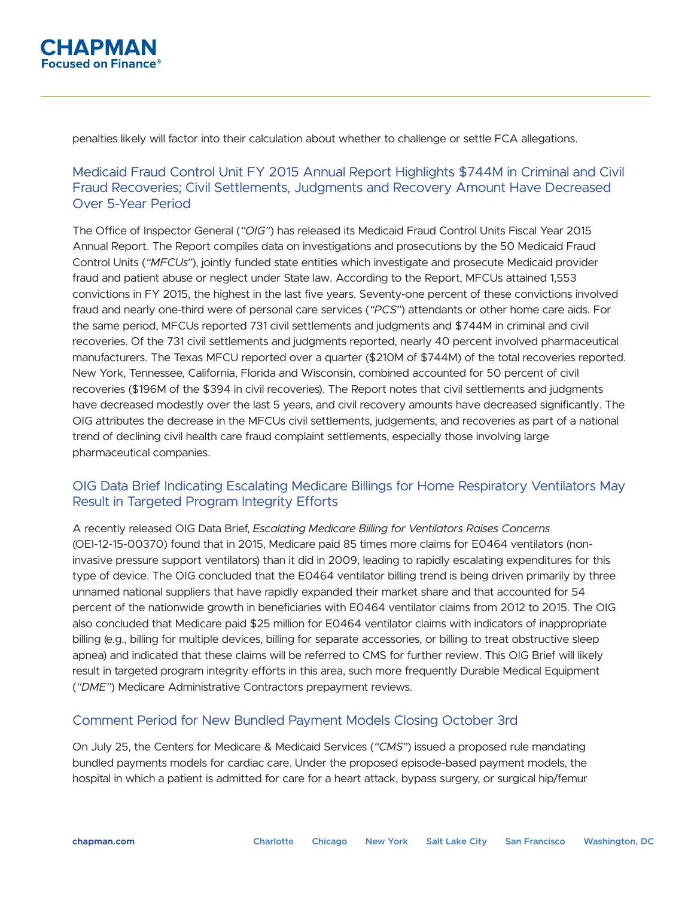penalties likely will factor into their calculation about whether to challenge or settle FCA allegations.

## Medicaid Fraud Control Unit FY 2015 Annual Report Highlights $744M in Criminal and Civil Fraud Recoveries; Civil Settlements, Judgments and Recovery Amount Have Decreased Over 5-Year Period

The Office of Inspector General (*"OIG"*) has released its Medicaid Fraud Control Units Fiscal Year 2015 Annual Report. The Report compiles data on investigations and prosecutions by the 50 Medicaid Fraud Control Units (*"MFCUs"*), jointly funded state entities which investigate and prosecute Medicaid provider fraud and patient abuse or neglect under State law. According to the Report, MFCUs attained 1,553 convictions in FY 2015, the highest in the last five years. Seventy-one percent of these convictions involved fraud and nearly one-third were of personal care services (*"PCS"*) attendants or other home care aids. For the same period, MFCUs reported 731 civil settlements and judgments and $744M in criminal and civil recoveries. Of the 731 civil settlements and judgments reported, nearly 40 percent involved pharmaceutical manufacturers. The Texas MFCU reported over a quarter ($210M of $744M) of the total recoveries reported. New York, Tennessee, California, Florida and Wisconsin, combined accounted for 50 percent of civil recoveries ($196M of the $394 in civil recoveries). The Report notes that civil settlements and judgments have decreased modestly over the last 5 years, and civil recovery amounts have decreased significantly. The OIG attributes the decrease in the MFCUs civil settlements, judgements, and recoveries as part of a national trend of declining civil health care fraud complaint settlements, especially those involving large pharmaceutical companies.

## OIG Data Brief Indicating Escalating Medicare Billings for Home Respiratory Ventilators May Result in Targeted Program Integrity Efforts

A recently released OIG Data Brief, *Escalating Medicare Billing for Ventilators Raises Concerns* (OEI-12-15-00370) found that in 2015, Medicare paid 85 times more claims for E0464 ventilators (non-invasive pressure support ventilators) than it did in 2009, leading to rapidly escalating expenditures for this type of device. The OIG concluded that the E0464 ventilator billing trend is being driven primarily by three unnamed national suppliers that have rapidly expanded their market share and that accounted for 54 percent of the nationwide growth in beneficiaries with E0464 ventilator claims from 2012 to 2015. The OIG also concluded that Medicare paid $25 million for E0464 ventilator claims with indicators of inappropriate billing (e.g., billing for multiple devices, billing for separate accessories, or billing to treat obstructive sleep apnea) and indicated that these claims will be referred to CMS for further review. This OIG Brief will likely result in targeted program integrity efforts in this area, such more frequently Durable Medical Equipment (*"DME"*) Medicare Administrative Contractors prepayment reviews.

## Comment Period for New Bundled Payment Models Closing October 3rd

On July 25, the Centers for Medicare & Medicaid Services (*"CMS"*) issued a proposed rule mandating bundled payments models for cardiac care. Under the proposed episode-based payment models, the hospital in which a patient is admitted for care for a heart attack, bypass surgery, or surgical hip/femur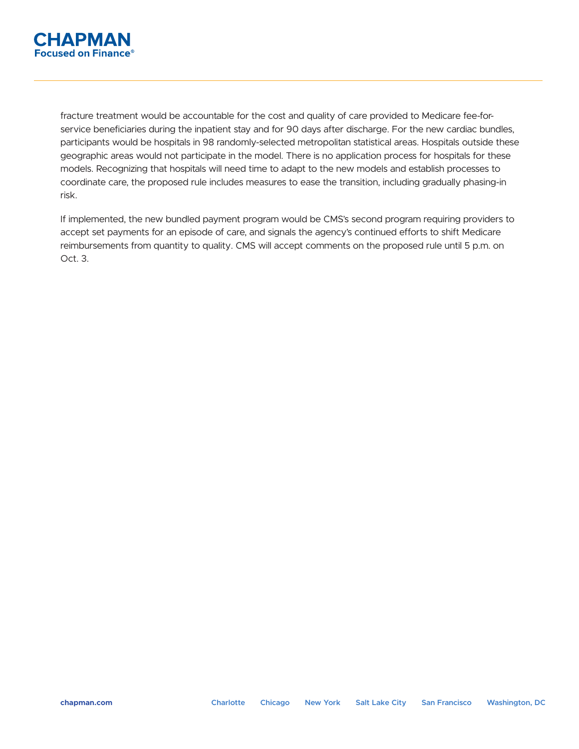fracture treatment would be accountable for the cost and quality of care provided to Medicare fee-for-service beneficiaries during the inpatient stay and for 90 days after discharge. For the new cardiac bundles, participants would be hospitals in 98 randomly-selected metropolitan statistical areas. Hospitals outside these geographic areas would not participate in the model. There is no application process for hospitals for these models. Recognizing that hospitals will need time to adapt to the new models and establish processes to coordinate care, the proposed rule includes measures to ease the transition, including gradually phasing-in risk.

If implemented, the new bundled payment program would be CMS's second program requiring providers to accept set payments for an episode of care, and signals the agency's continued efforts to shift Medicare reimbursements from quantity to quality. CMS will accept comments on the proposed rule until 5 p.m. on Oct. 3.